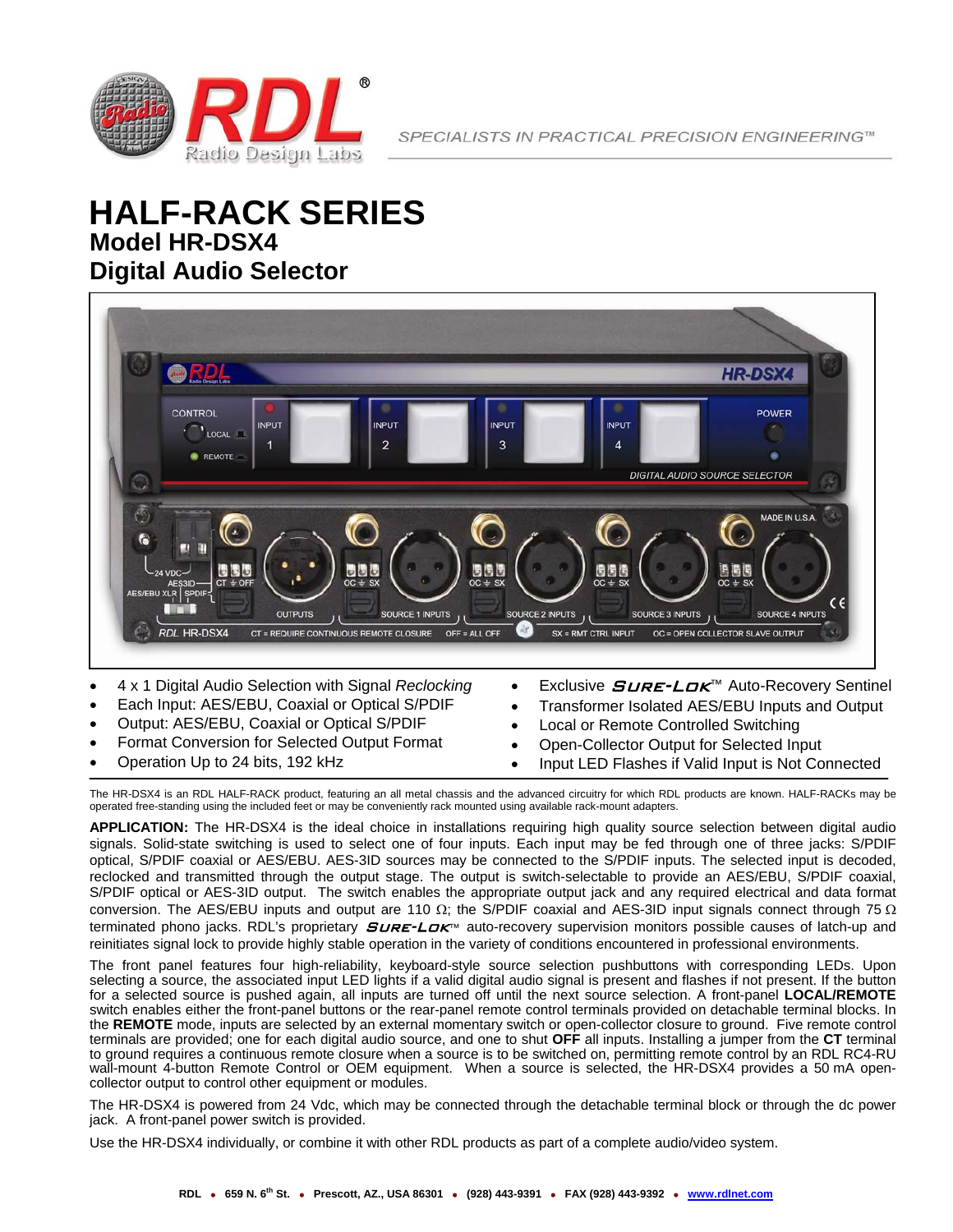# HALF-RACK SERIES

## Model HR-DSX4

## Digital Audio Selector

- 4 x 1 Digital Audio Selection with Signal *Reclocking*
- Each Input: AES/EBU, Coaxial or Optical S/PDIF
- Output: AES/EBU, Coaxial or Optical S/PDIF
- Format Conversion for Selected Output Format
- Operation Up to 24 bits, 192 kHz
- Exclusive *SURE-LOK*™ Auto-Recovery Sentinel
- Transformer Isolated AES/EBU Inputs and Output
- Local or Remote Controlled Switching
- Open-Collector Output for Selected Input
- Input LED Flashes if Valid Input is Not Connected

The HR-DSX4 is an RDL HALF-RACK product, featuring an all metal chassis and the advanced circuitry for which RDL products are known. HALF-RACKs may be operated free-standing using the included feet or may be conveniently rack mounted using available rack-mount adapters.

**APPLICATION:** The HR-DSX4 is the ideal choice in installations requiring high quality source selection between digital audio signals. Solid-state switching is used to select one of four inputs. Each input may be fed through one of three jacks: S/PDIF optical, S/PDIF coaxial or AES/EBU. AES-3ID sources may be connected to the S/PDIF inputs. The selected input is decoded, reclocked and transmitted through the output stage. The output is switch-selectable to provide an AES/EBU, S/PDIF coaxial, S/PDIF optical or AES-3ID output. The switch enables the appropriate output jack and any required electrical and data format conversion. The AES/EBU inputs and output are 110 Ω; the S/PDIF coaxial and AES-3ID input signals connect through 75 Ω terminated phono jacks. RDL's proprietary *SURE-LOK*™ auto-recovery supervision monitors possible causes of latch-up and reinitiates signal lock to provide highly stable operation in the variety of conditions encountered in professional environments.

The front panel features four high-reliability, keyboard-style source selection pushbuttons with corresponding LEDs. Upon selecting a source, the associated input LED lights if a valid digital audio signal is present and flashes if not present. If the button for a selected source is pushed again, all inputs are turned off until the next source selection. A front-panel **LOCAL/REMOTE** switch enables either the front-panel buttons or the rear-panel remote control terminals provided on detachable terminal blocks. In the **REMOTE** mode, inputs are selected by an external momentary switch or open-collector closure to ground. Five remote control terminals are provided; one for each digital audio source, and one to shut **OFF** all inputs. Installing a jumper from the **CT** terminal to ground requires a continuous remote closure when a source is to be switched on, permitting remote control by an RDL RC4-RU wall-mount 4-button Remote Control or OEM equipment. When a source is selected, the HR-DSX4 provides a 50 mA open-collector output to control other equipment or modules.

The HR-DSX4 is powered from 24 Vdc, which may be connected through the detachable terminal block or through the dc power jack. A front-panel power switch is provided.

Use the HR-DSX4 individually, or combine it with other RDL products as part of a complete audio/video system.

**RDL • 659 N. 6th St. • Prescott, AZ., USA 86301 • (928) 443-9391 • FAX (928) 443-9392 • www.rdlnet.com**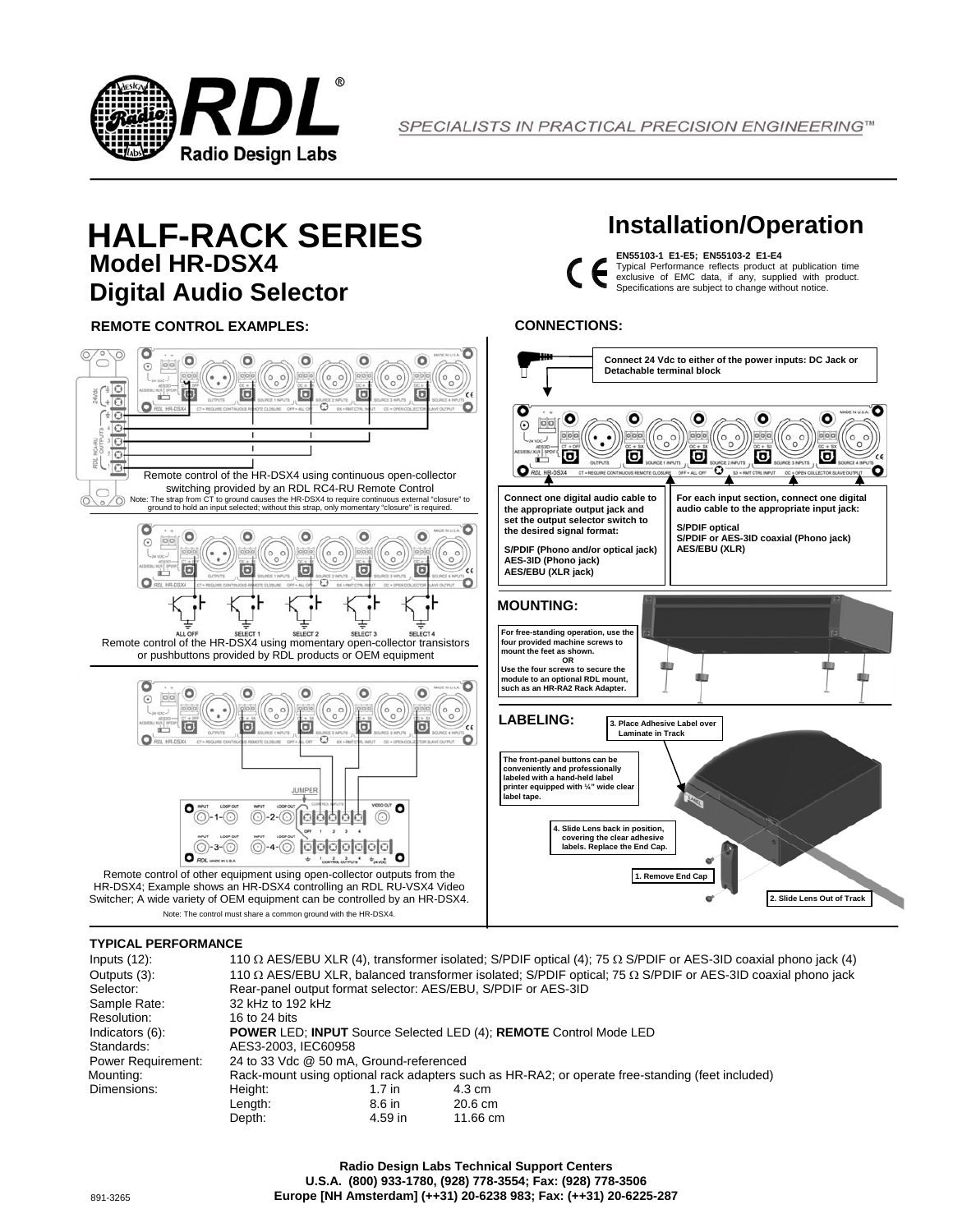**SPECIALISTS IN PRACTICAL PRECISION ENGINEERING™**

# HALF-RACK SERIES

## Model HR-DSX4
## Digital Audio Selector

# Installation/Operation

**EN55103-1 E1-E5; EN55103-2 E1-E4**
Typical Performance reflects product at publication time exclusive of EMC data, if any, supplied with product. Specifications are subject to change without notice.

### REMOTE CONTROL EXAMPLES:

Remote control of the HR-DSX4 using continuous open-collector switching provided by an RDL RC4-RU Remote Control

Note: The strap from CT to ground causes the HR-DSX4 to require continuous external "closure" to ground to hold an input selected; without this strap, only momentary "closure" is required.

ALL OFF
SELECT 1
SELECT 2
SELECT 3
SELECT 4

Remote control of the HR-DSX4 using momentary open-collector transistors or pushbuttons provided by RDL products or OEM equipment

JUMPER

Remote control of other equipment using open-collector outputs from the HR-DSX4; Example shows an HR-DSX4 controlling an RDL RU-VSX4 Video Switcher; A wide variety of OEM equipment can be controlled by an HR-DSX4.

Note: The control must share a common ground with the HR-DSX4.

### CONNECTIONS:

Connect 24 Vdc to either of the power inputs: DC Jack or Detachable terminal block

Connect one digital audio cable to the appropriate output jack and set the output selector switch to the desired signal format:

S/PDIF (Phono and/or optical jack)
AES-3ID (Phono jack)
AES/EBU (XLR jack)

For each input section, connect one digital audio cable to the appropriate input jack:

S/PDIF optical
S/PDIF or AES-3ID coaxial (Phono jack)
AES/EBU (XLR)

### MOUNTING:

For free-standing operation, use the four provided machine screws to mount the feet as shown.
OR
Use the four screws to secure the module to an optional RDL mount, such as an HR-RA2 Rack Adapter.

### LABELING:

The front-panel buttons can be conveniently and professionally labeled with a hand-held label printer equipped with ¼" wide clear label tape.

1. Remove End Cap
2. Slide Lens Out of Track
3. Place Adhesive Label over Laminate in Track
4. Slide Lens back in position, covering the clear adhesive labels. Replace the End Cap.

### TYPICAL PERFORMANCE

| | | | |
|---|---|---|---|
| Inputs (12): | 110 Ω AES/EBU XLR (4), transformer isolated; S/PDIF optical (4); 75 Ω S/PDIF or AES-3ID coaxial phono jack (4) | | |
| Outputs (3): | 110 Ω AES/EBU XLR, balanced transformer isolated; S/PDIF optical; 75 Ω S/PDIF or AES-3ID coaxial phono jack | | |
| Selector: | Rear-panel output format selector: AES/EBU, S/PDIF or AES-3ID | | |
| Sample Rate: | 32 kHz to 192 kHz | | |
| Resolution: | 16 to 24 bits | | |
| Indicators (6): | **POWER** LED; **INPUT** Source Selected LED (4); **REMOTE** Control Mode LED | | |
| Standards: | AES3-2003, IEC60958 | | |
| Power Requirement: | 24 to 33 Vdc @ 50 mA, Ground-referenced | | |
| Mounting: | Rack-mount using optional rack adapters such as HR-RA2; or operate free-standing (feet included) | | |
| Dimensions: | Height: | 1.7 in | 4.3 cm |
| | Length: | 8.6 in | 20.6 cm |
| | Depth: | 4.59 in | 11.66 cm |

**Radio Design Labs Technical Support Centers**
**U.S.A. (800) 933-1780, (928) 778-3554; Fax: (928) 778-3506**
**Europe [NH Amsterdam] (++31) 20-6238 983; Fax: (++31) 20-6225-287**

891-3265